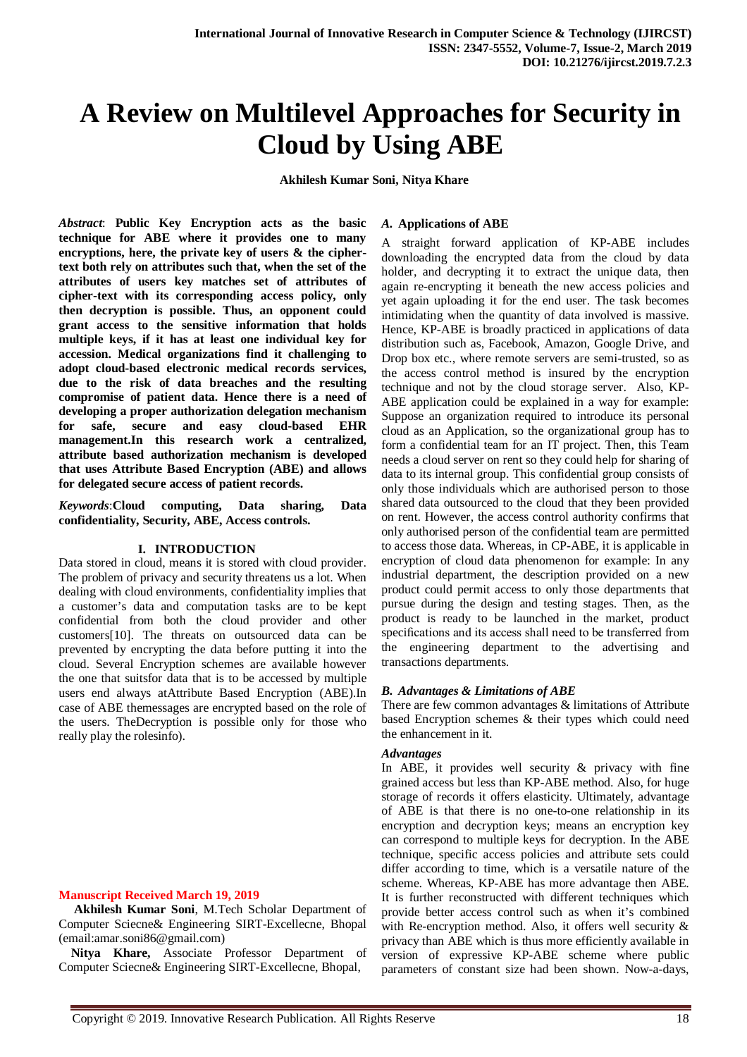# A Review on Multilevel Approaches for Security in Cloud by Using ABE

**Akhilesh Kumar Soni, Nitya Khare**

*Abstract*: **Public Key Encryption acts as the basic technique for ABE where it provides one to many encryptions, here, the private key of users & the cipher-text both rely on attributes such that, when the set of the attributes of users key matches set of attributes of cipher-text with its corresponding access policy, only then decryption is possible. Thus, an opponent could grant access to the sensitive information that holds multiple keys, if it has at least one individual key for accession. Medical organizations find it challenging to adopt cloud-based electronic medical records services, due to the risk of data breaches and the resulting compromise of patient data. Hence there is a need of developing a proper authorization delegation mechanism for safe, secure and easy cloud-based EHR management.In this research work a centralized, attribute based authorization mechanism is developed that uses Attribute Based Encryption (ABE) and allows for delegated secure access of patient records.**

*Keywords*:**Cloud computing, Data sharing, Data confidentiality, Security, ABE, Access controls.**

## I. INTRODUCTION

Data stored in cloud, means it is stored with cloud provider. The problem of privacy and security threatens us a lot. When dealing with cloud environments, confidentiality implies that a customer's data and computation tasks are to be kept confidential from both the cloud provider and other customers[10]. The threats on outsourced data can be prevented by encrypting the data before putting it into the cloud. Several Encryption schemes are available however the one that suitsfor data that is to be accessed by multiple users end always atAttribute Based Encryption (ABE).In case of ABE themessages are encrypted based on the role of the users. TheDecryption is possible only for those who really play the rolesinfo).

**Manuscript Received March 19, 2019**

**Akhilesh Kumar Soni**, M.Tech Scholar Department of Computer Sciecne& Engineering SIRT-Excellecne, Bhopal (email:amar.soni86@gmail.com)

**Nitya Khare,** Associate Professor Department of Computer Sciecne& Engineering SIRT-Excellecne, Bhopal,

### *A.* Applications of ABE

A straight forward application of KP-ABE includes downloading the encrypted data from the cloud by data holder, and decrypting it to extract the unique data, then again re-encrypting it beneath the new access policies and yet again uploading it for the end user. The task becomes intimidating when the quantity of data involved is massive. Hence, KP-ABE is broadly practiced in applications of data distribution such as, Facebook, Amazon, Google Drive, and Drop box etc., where remote servers are semi-trusted, so as the access control method is insured by the encryption technique and not by the cloud storage server. Also, KP-ABE application could be explained in a way for example: Suppose an organization required to introduce its personal cloud as an Application, so the organizational group has to form a confidential team for an IT project. Then, this Team needs a cloud server on rent so they could help for sharing of data to its internal group. This confidential group consists of only those individuals which are authorised person to those shared data outsourced to the cloud that they been provided on rent. However, the access control authority confirms that only authorised person of the confidential team are permitted to access those data. Whereas, in CP-ABE, it is applicable in encryption of cloud data phenomenon for example: In any industrial department, the description provided on a new product could permit access to only those departments that pursue during the design and testing stages. Then, as the product is ready to be launched in the market, product specifications and its access shall need to be transferred from the engineering department to the advertising and transactions departments.

### *B. Advantages & Limitations of ABE*

There are few common advantages & limitations of Attribute based Encryption schemes & their types which could need the enhancement in it.

***Advantages***

In ABE, it provides well security & privacy with fine grained access but less than KP-ABE method. Also, for huge storage of records it offers elasticity. Ultimately, advantage of ABE is that there is no one-to-one relationship in its encryption and decryption keys; means an encryption key can correspond to multiple keys for decryption. In the ABE technique, specific access policies and attribute sets could differ according to time, which is a versatile nature of the scheme. Whereas, KP-ABE has more advantage then ABE. It is further reconstructed with different techniques which provide better access control such as when it's combined with Re-encryption method. Also, it offers well security & privacy than ABE which is thus more efficiently available in version of expressive KP-ABE scheme where public parameters of constant size had been shown. Now-a-days,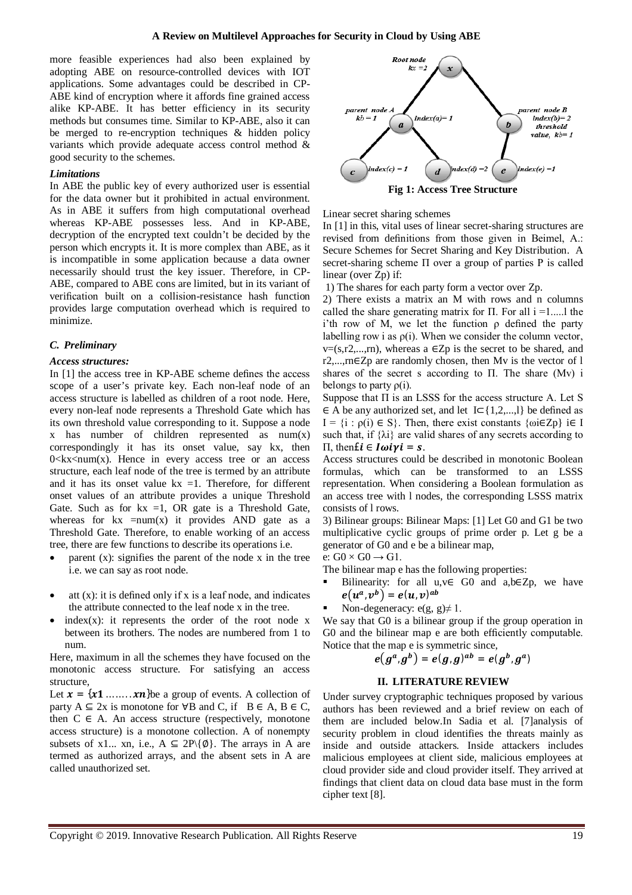more feasible experiences had also been explained by adopting ABE on resource-controlled devices with IOT applications. Some advantages could be described in CP-ABE kind of encryption where it affords fine grained access alike KP-ABE. It has better efficiency in its security methods but consumes time. Similar to KP-ABE, also it can be merged to re-encryption techniques & hidden policy variants which provide adequate access control method & good security to the schemes.

***Limitations***

In ABE the public key of every authorized user is essential for the data owner but it prohibited in actual environment. As in ABE it suffers from high computational overhead whereas KP-ABE possesses less. And in KP-ABE, decryption of the encrypted text couldn't be decided by the person which encrypts it. It is more complex than ABE, as it is incompatible in some application because a data owner necessarily should trust the key issuer. Therefore, in CP-ABE, compared to ABE cons are limited, but in its variant of verification built on a collision-resistance hash function provides large computation overhead which is required to minimize.

### *C. Preliminary*

***Access structures:***

In [1] the access tree in KP-ABE scheme defines the access scope of a user's private key. Each non-leaf node of an access structure is labelled as children of a root node. Here, every non-leaf node represents a Threshold Gate which has its own threshold value corresponding to it. Suppose a node x has number of children represented as num(x) correspondingly it has its onset value, say kx, then 0<kx<num(x). Hence in every access tree or an access structure, each leaf node of the tree is termed by an attribute and it has its onset value kx =1. Therefore, for different onset values of an attribute provides a unique Threshold Gate. Such as for kx =1, OR gate is a Threshold Gate, whereas for kx =num(x) it provides AND gate as a Threshold Gate. Therefore, to enable working of an access tree, there are few functions to describe its operations i.e.

- parent (x): signifies the parent of the node x in the tree i.e. we can say as root node.
- att (x): it is defined only if x is a leaf node, and indicates the attribute connected to the leaf node x in the tree.
- index(x): it represents the order of the root node x between its brothers. The nodes are numbered from 1 to num.

Here, maximum in all the schemes they have focused on the monotonic access structure. For satisfying an access structure,

Let $x = \{x1 \ldots\ldots\ldots xn\}$be a group of events. A collection of party A ⊆ 2x is monotone for ∀B and C, if B ∈ A, B ∈ C, then C ∈ A. An access structure (respectively, monotone access structure) is a monotone collection. A of nonempty subsets of x1... xn, i.e., A ⊆ 2P\{∅}. The arrays in A are termed as authorized arrays, and the absent sets in A are called unauthorized set.

Root node kx = 2 (x); parent node A kb = 1 (a) Index(a)= 1; parent node B Index(b)= 2 threshold value, kb= 1 (b); (c) index(c) − 1; (d) index(d) −2; (e) index(e) −1

**Fig 1: Access Tree Structure**

Linear secret sharing schemes

In [1] in this, vital uses of linear secret-sharing structures are revised from definitions from those given in Beimel, A.: Secure Schemes for Secret Sharing and Key Distribution. A secret-sharing scheme Π over a group of parties P is called linear (over Zp) if:

1) The shares for each party form a vector over Zp.

2) There exists a matrix an M with rows and n columns called the share generating matrix for Π. For all i =1.....l the i'th row of M, we let the function ρ defined the party labelling row i as ρ(i). When we consider the column vector, v=(s,r2,...,rn), whereas a ∈Zp is the secret to be shared, and r2,...,rn∈Zp are randomly chosen, then Mv is the vector of l shares of the secret s according to Π. The share (Mv) i belongs to party ρ(i).

Suppose that Π is an LSSS for the access structure A. Let S ∈ A be any authorized set, and let I⊂{1,2,...,l} be defined as I = {i : ρ(i) ∈ S}. Then, there exist constants {ωi∈Zp} i∈ I such that, if {λi} are valid shares of any secrets according to Π, then$\pounds i \in I\omega i\gamma i = s$.

Access structures could be described in monotonic Boolean formulas, which can be transformed to an LSSS representation. When considering a Boolean formulation as an access tree with l nodes, the corresponding LSSS matrix consists of l rows.

3) Bilinear groups: Bilinear Maps: [1] Let G0 and G1 be two multiplicative cyclic groups of prime order p. Let g be a generator of G0 and e be a bilinear map,

e: G0 × G0 → G1.

The bilinear map e has the following properties:

- Bilinearity: for all u,v∈ G0 and a,b∈Zp, we have $e(u^a, v^b) = e(u, v)^{ab}$
- Non-degeneracy: e(g, g)≠ 1.

We say that G0 is a bilinear group if the group operation in G0 and the bilinear map e are both efficiently computable. Notice that the map e is symmetric since,

$$e(g^a, g^b) = e(g, g)^{ab} = e(g^b, g^a)$$

## II. LITERATURE REVIEW

Under survey cryptographic techniques proposed by various authors has been reviewed and a brief review on each of them are included below.In Sadia et al. [7]analysis of security problem in cloud identifies the threats mainly as inside and outside attackers. Inside attackers includes malicious employees at client side, malicious employees at cloud provider side and cloud provider itself. They arrived at findings that client data on cloud data base must in the form cipher text [8].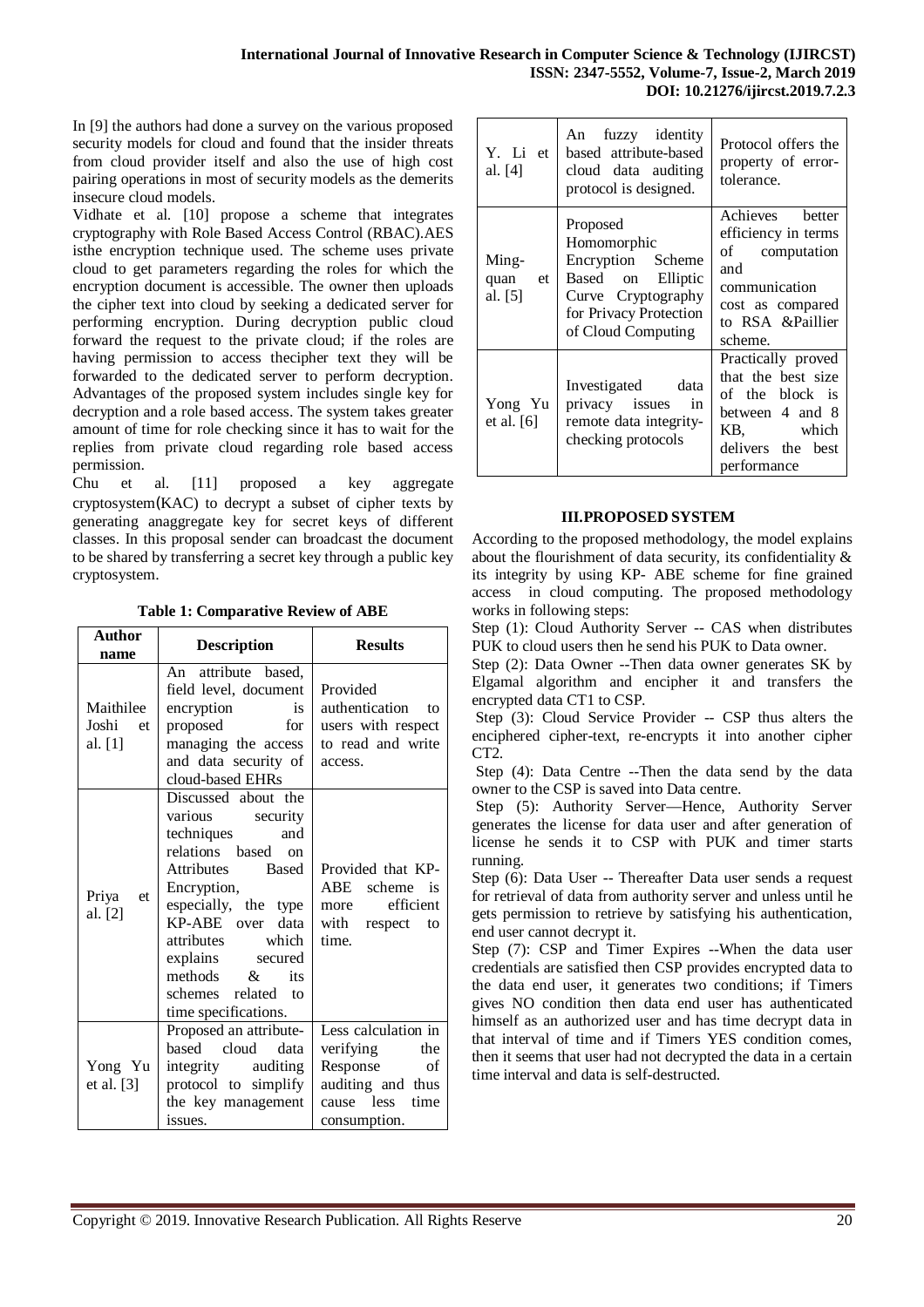In [9] the authors had done a survey on the various proposed security models for cloud and found that the insider threats from cloud provider itself and also the use of high cost pairing operations in most of security models as the demerits insecure cloud models.

Vidhate et al. [10] propose a scheme that integrates cryptography with Role Based Access Control (RBAC).AES isthe encryption technique used. The scheme uses private cloud to get parameters regarding the roles for which the encryption document is accessible. The owner then uploads the cipher text into cloud by seeking a dedicated server for performing encryption. During decryption public cloud forward the request to the private cloud; if the roles are having permission to access thecipher text they will be forwarded to the dedicated server to perform decryption. Advantages of the proposed system includes single key for decryption and a role based access. The system takes greater amount of time for role checking since it has to wait for the replies from private cloud regarding role based access permission.

Chu et al. [11] proposed a key aggregate cryptosystem(KAC) to decrypt a subset of cipher texts by generating anaggregate key for secret keys of different classes. In this proposal sender can broadcast the document to be shared by transferring a secret key through a public key cryptosystem.

**Table 1: Comparative Review of ABE**

| Author name | Description | Results |
|---|---|---|
| Maithilee Joshi et al. [1] | An attribute based, field level, document encryption is proposed for managing the access and data security of cloud-based EHRs | Provided authentication to users with respect to read and write access. |
| Priya et al. [2] | Discussed about the various security techniques and relations based on Attributes Based Encryption, especially, the type KP-ABE over data attributes which explains secured methods & its schemes related to time specifications. | Provided that KP-ABE scheme is more efficient with respect to time. |
| Yong Yu et al. [3] | Proposed an attribute-based cloud data integrity auditing protocol to simplify the key management issues. | Less calculation in verifying the Response of auditing and thus cause less time consumption. |
| Y. Li et al. [4] | An fuzzy identity based attribute-based cloud data auditing protocol is designed. | Protocol offers the property of error-tolerance. |
| Ming-quan et al. [5] | Proposed Homomorphic Encryption Scheme Based on Elliptic Curve Cryptography for Privacy Protection of Cloud Computing | Achieves better efficiency in terms of computation and communication cost as compared to RSA &Paillier scheme. |
| Yong Yu et al. [6] | Investigated data privacy issues in remote data integrity-checking protocols | Practically proved that the best size of the block is between 4 and 8 KB, which delivers the best performance |

## III.PROPOSED SYSTEM

According to the proposed methodology, the model explains about the flourishment of data security, its confidentiality & its integrity by using KP- ABE scheme for fine grained access in cloud computing. The proposed methodology works in following steps:

Step (1): Cloud Authority Server -- CAS when distributes PUK to cloud users then he send his PUK to Data owner.

Step (2): Data Owner --Then data owner generates SK by Elgamal algorithm and encipher it and transfers the encrypted data CT1 to CSP.

Step (3): Cloud Service Provider -- CSP thus alters the enciphered cipher-text, re-encrypts it into another cipher CT2.

Step (4): Data Centre --Then the data send by the data owner to the CSP is saved into Data centre.

Step (5): Authority Server—Hence, Authority Server generates the license for data user and after generation of license he sends it to CSP with PUK and timer starts running.

Step (6): Data User -- Thereafter Data user sends a request for retrieval of data from authority server and unless until he gets permission to retrieve by satisfying his authentication, end user cannot decrypt it.

Step (7): CSP and Timer Expires --When the data user credentials are satisfied then CSP provides encrypted data to the data end user, it generates two conditions; if Timers gives NO condition then data end user has authenticated himself as an authorized user and has time decrypt data in that interval of time and if Timers YES condition comes, then it seems that user had not decrypted the data in a certain time interval and data is self-destructed.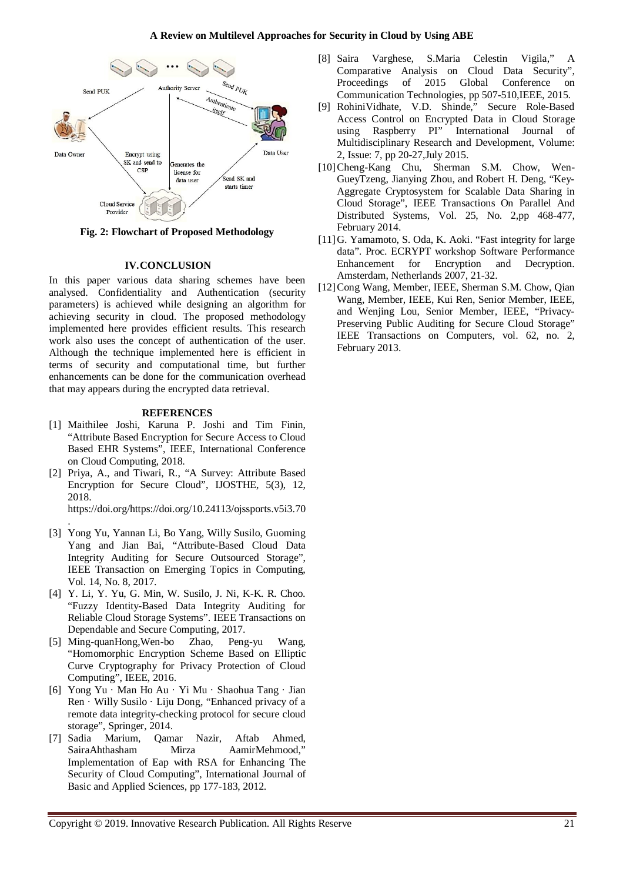Send PUK

Authority Server

Send PUK

Authenticate itself

Data Owner

Data User

Encrypt using SK and send to CSP

Generates the license for data user

Send SK and starts timer

Cloud Service Provider

**Fig. 2: Flowchart of Proposed Methodology**

## IV. CONCLUSION

In this paper various data sharing schemes have been analysed. Confidentiality and Authentication (security parameters) is achieved while designing an algorithm for achieving security in cloud. The proposed methodology implemented here provides efficient results. This research work also uses the concept of authentication of the user. Although the technique implemented here is efficient in terms of security and computational time, but further enhancements can be done for the communication overhead that may appears during the encrypted data retrieval.

## REFERENCES

[1] Maithilee Joshi, Karuna P. Joshi and Tim Finin, "Attribute Based Encryption for Secure Access to Cloud Based EHR Systems", IEEE, International Conference on Cloud Computing, 2018.

[2] Priya, A., and Tiwari, R., "A Survey: Attribute Based Encryption for Secure Cloud", IJOSTHE, 5(3), 12, 2018. https://doi.org/https://doi.org/10.24113/ojssports.v5i3.70 .

[3] Yong Yu, Yannan Li, Bo Yang, Willy Susilo, Guoming Yang and Jian Bai, "Attribute-Based Cloud Data Integrity Auditing for Secure Outsourced Storage", IEEE Transaction on Emerging Topics in Computing, Vol. 14, No. 8, 2017.

[4] Y. Li, Y. Yu, G. Min, W. Susilo, J. Ni, K-K. R. Choo. "Fuzzy Identity-Based Data Integrity Auditing for Reliable Cloud Storage Systems". IEEE Transactions on Dependable and Secure Computing, 2017.

[5] Ming-quanHong,Wen-bo Zhao, Peng-yu Wang, "Homomorphic Encryption Scheme Based on Elliptic Curve Cryptography for Privacy Protection of Cloud Computing", IEEE, 2016.

[6] Yong Yu · Man Ho Au · Yi Mu · Shaohua Tang · Jian Ren · Willy Susilo · Liju Dong, "Enhanced privacy of a remote data integrity-checking protocol for secure cloud storage", Springer, 2014.

[7] Sadia Marium, Qamar Nazir, Aftab Ahmed, SairaAhthasham Mirza AamirMehmood," Implementation of Eap with RSA for Enhancing The Security of Cloud Computing", International Journal of Basic and Applied Sciences, pp 177-183, 2012.

[8] Saira Varghese, S.Maria Celestin Vigila," A Comparative Analysis on Cloud Data Security", Proceedings of 2015 Global Conference on Communication Technologies, pp 507-510,IEEE, 2015.

[9] RohiniVidhate, V.D. Shinde," Secure Role-Based Access Control on Encrypted Data in Cloud Storage using Raspberry PI" International Journal of Multidisciplinary Research and Development, Volume: 2, Issue: 7, pp 20-27,July 2015.

[10] Cheng-Kang Chu, Sherman S.M. Chow, Wen-GueyTzeng, Jianying Zhou, and Robert H. Deng, "Key-Aggregate Cryptosystem for Scalable Data Sharing in Cloud Storage", IEEE Transactions On Parallel And Distributed Systems, Vol. 25, No. 2,pp 468-477, February 2014.

[11] G. Yamamoto, S. Oda, K. Aoki. "Fast integrity for large data". Proc. ECRYPT workshop Software Performance Enhancement for Encryption and Decryption. Amsterdam, Netherlands 2007, 21-32.

[12] Cong Wang, Member, IEEE, Sherman S.M. Chow, Qian Wang, Member, IEEE, Kui Ren, Senior Member, IEEE, and Wenjing Lou, Senior Member, IEEE, "Privacy-Preserving Public Auditing for Secure Cloud Storage" IEEE Transactions on Computers, vol. 62, no. 2, February 2013.